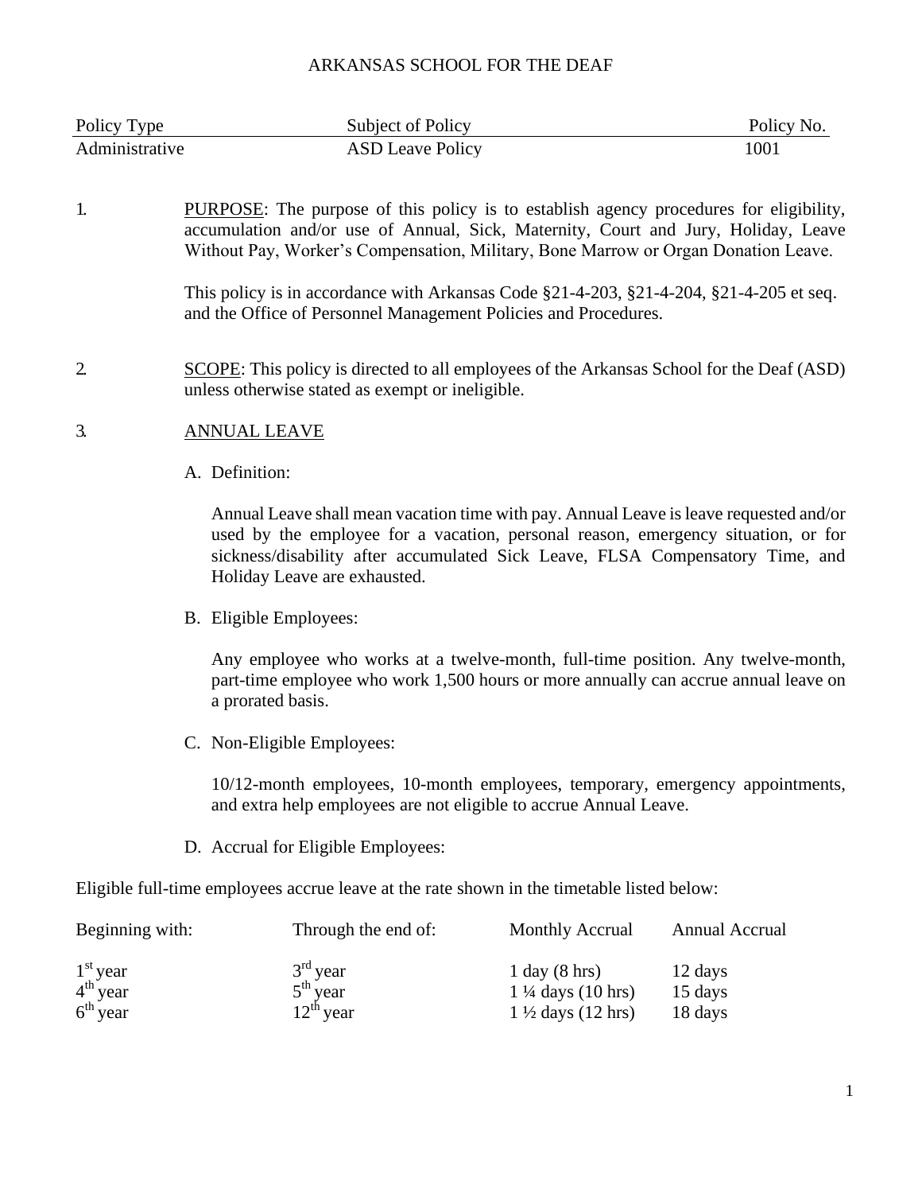# ARKANSAS SCHOOL FOR THE DEAF

| Policy Type | Subject of Policy | Policy No. |
|---|---|---|
| Administrative | ASD Leave Policy | 1001 |

1. PURPOSE: The purpose of this policy is to establish agency procedures for eligibility, accumulation and/or use of Annual, Sick, Maternity, Court and Jury, Holiday, Leave Without Pay, Worker's Compensation, Military, Bone Marrow or Organ Donation Leave.

   This policy is in accordance with Arkansas Code §21-4-203, §21-4-204, §21-4-205 et seq. and the Office of Personnel Management Policies and Procedures.

2. SCOPE: This policy is directed to all employees of the Arkansas School for the Deaf (ASD) unless otherwise stated as exempt or ineligible.

3. ANNUAL LEAVE

   A. Definition:

   Annual Leave shall mean vacation time with pay. Annual Leave is leave requested and/or used by the employee for a vacation, personal reason, emergency situation, or for sickness/disability after accumulated Sick Leave, FLSA Compensatory Time, and Holiday Leave are exhausted.

   B. Eligible Employees:

   Any employee who works at a twelve-month, full-time position. Any twelve-month, part-time employee who work 1,500 hours or more annually can accrue annual leave on a prorated basis.

   C. Non-Eligible Employees:

   10/12-month employees, 10-month employees, temporary, emergency appointments, and extra help employees are not eligible to accrue Annual Leave.

   D. Accrual for Eligible Employees:

Eligible full-time employees accrue leave at the rate shown in the timetable listed below:

| Beginning with: | Through the end of: | Monthly Accrual | Annual Accrual |
|---|---|---|---|
| 1st year | 3rd year | 1 day (8 hrs) | 12 days |
| 4th year | 5th year | 1 ¼ days (10 hrs) | 15 days |
| 6th year | 12th year | 1 ½ days (12 hrs) | 18 days |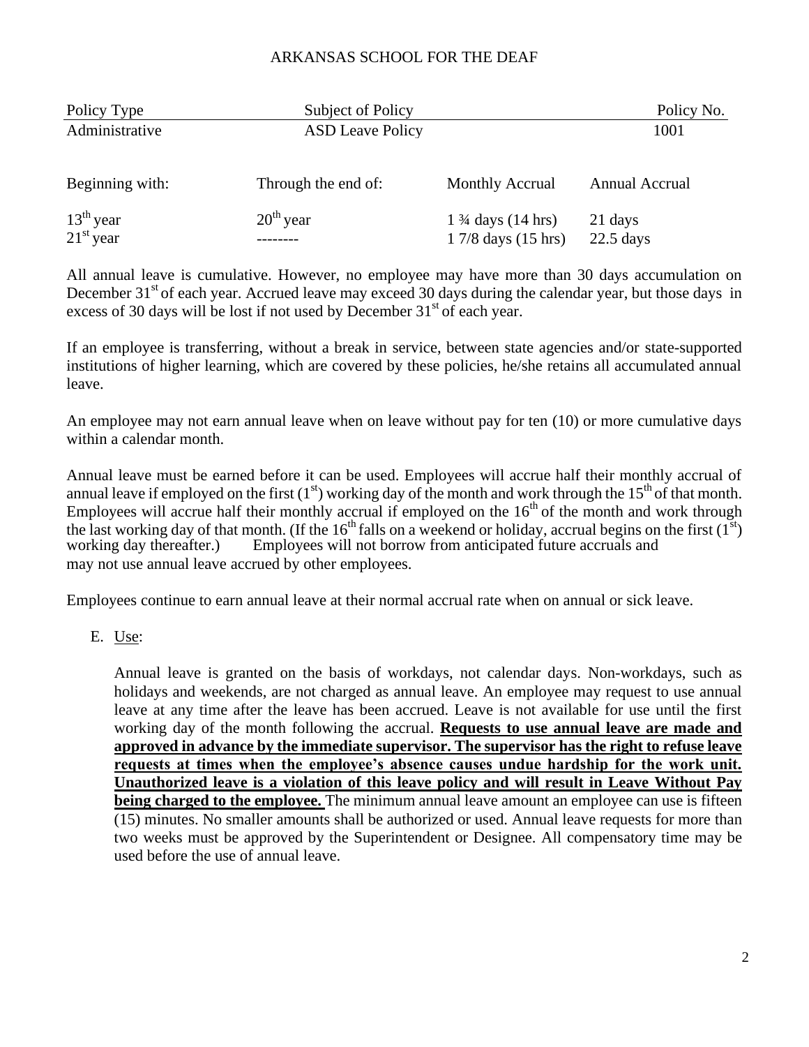| Policy Type | Subject of Policy | Policy No. |
|---|---|---|
| Administrative | ASD Leave Policy | 1001 |

| Beginning with: | Through the end of: | Monthly Accrual | Annual Accrual |
|---|---|---|---|
| 13th year | 20th year | 1 ¾ days (14 hrs) | 21 days |
| 21st year | -------- | 1 7/8 days (15 hrs) | 22.5 days |

All annual leave is cumulative. However, no employee may have more than 30 days accumulation on December 31st of each year. Accrued leave may exceed 30 days during the calendar year, but those days in excess of 30 days will be lost if not used by December 31st of each year.

If an employee is transferring, without a break in service, between state agencies and/or state-supported institutions of higher learning, which are covered by these policies, he/she retains all accumulated annual leave.

An employee may not earn annual leave when on leave without pay for ten (10) or more cumulative days within a calendar month.

Annual leave must be earned before it can be used. Employees will accrue half their monthly accrual of annual leave if employed on the first (1st) working day of the month and work through the 15th of that month. Employees will accrue half their monthly accrual if employed on the 16th of the month and work through the last working day of that month. (If the 16th falls on a weekend or holiday, accrual begins on the first (1st) working day thereafter.) Employees will not borrow from anticipated future accruals and may not use annual leave accrued by other employees.

Employees continue to earn annual leave at their normal accrual rate when on annual or sick leave.

E. Use:

Annual leave is granted on the basis of workdays, not calendar days. Non-workdays, such as holidays and weekends, are not charged as annual leave. An employee may request to use annual leave at any time after the leave has been accrued. Leave is not available for use until the first working day of the month following the accrual. **Requests to use annual leave are made and approved in advance by the immediate supervisor. The supervisor has the right to refuse leave requests at times when the employee's absence causes undue hardship for the work unit. Unauthorized leave is a violation of this leave policy and will result in Leave Without Pay being charged to the employee.** The minimum annual leave amount an employee can use is fifteen (15) minutes. No smaller amounts shall be authorized or used. Annual leave requests for more than two weeks must be approved by the Superintendent or Designee. All compensatory time may be used before the use of annual leave.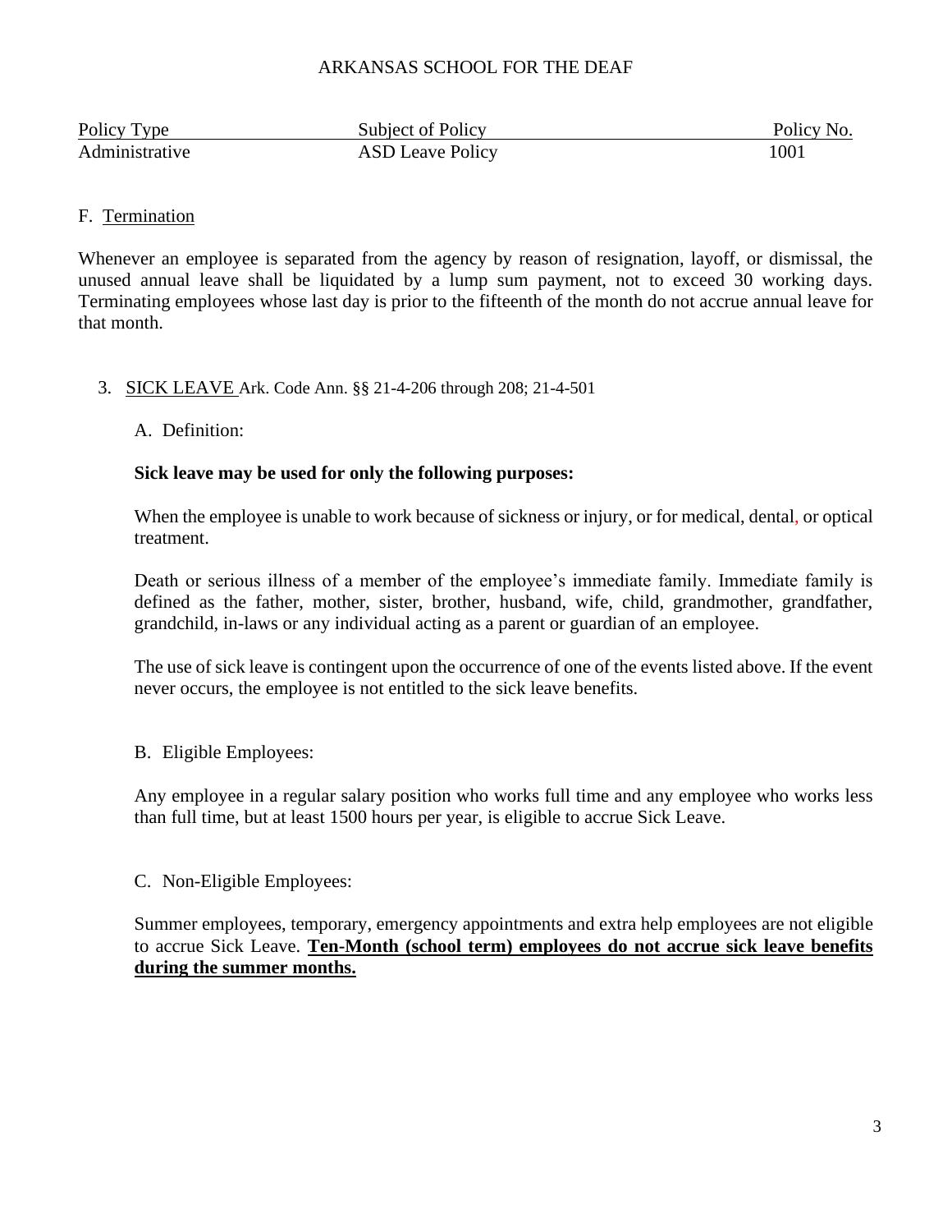ARKANSAS SCHOOL FOR THE DEAF

| Policy Type | Subject of Policy | Policy No. |
| --- | --- | --- |
| Administrative | ASD Leave Policy | 1001 |

F. Termination

Whenever an employee is separated from the agency by reason of resignation, layoff, or dismissal, the unused annual leave shall be liquidated by a lump sum payment, not to exceed 30 working days. Terminating employees whose last day is prior to the fifteenth of the month do not accrue annual leave for that month.

3. SICK LEAVE Ark. Code Ann. §§ 21-4-206 through 208; 21-4-501

A. Definition:

**Sick leave may be used for only the following purposes:**

When the employee is unable to work because of sickness or injury, or for medical, dental, or optical treatment.

Death or serious illness of a member of the employee's immediate family. Immediate family is defined as the father, mother, sister, brother, husband, wife, child, grandmother, grandfather, grandchild, in-laws or any individual acting as a parent or guardian of an employee.

The use of sick leave is contingent upon the occurrence of one of the events listed above. If the event never occurs, the employee is not entitled to the sick leave benefits.

B. Eligible Employees:

Any employee in a regular salary position who works full time and any employee who works less than full time, but at least 1500 hours per year, is eligible to accrue Sick Leave.

C. Non-Eligible Employees:

Summer employees, temporary, emergency appointments and extra help employees are not eligible to accrue Sick Leave. **Ten-Month (school term) employees do not accrue sick leave benefits during the summer months.**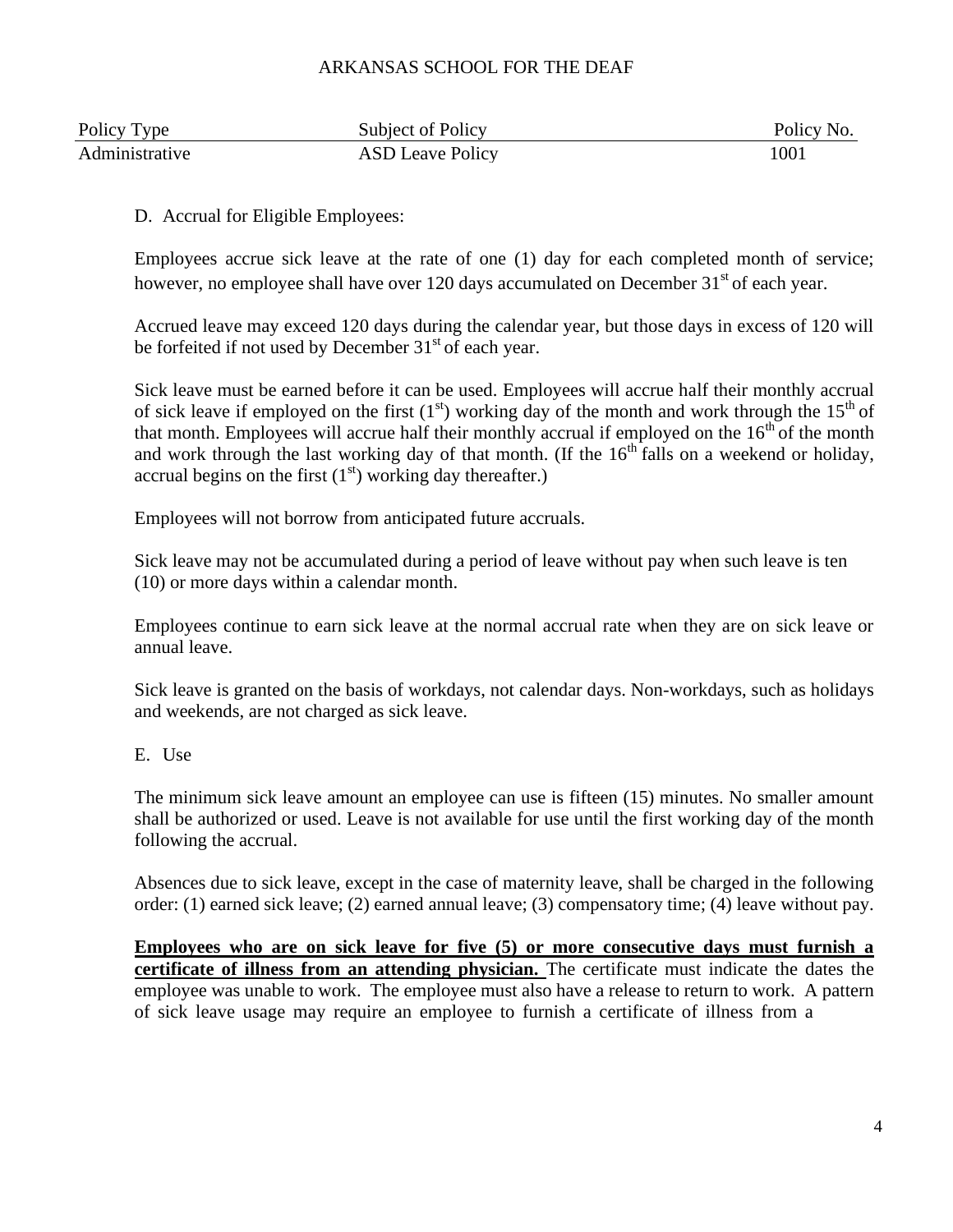ARKANSAS SCHOOL FOR THE DEAF

| Policy Type | Subject of Policy | Policy No. |
|---|---|---|
| Administrative | ASD Leave Policy | 1001 |

D. Accrual for Eligible Employees:

Employees accrue sick leave at the rate of one (1) day for each completed month of service; however, no employee shall have over 120 days accumulated on December 31st of each year.

Accrued leave may exceed 120 days during the calendar year, but those days in excess of 120 will be forfeited if not used by December 31st of each year.

Sick leave must be earned before it can be used. Employees will accrue half their monthly accrual of sick leave if employed on the first (1st) working day of the month and work through the 15th of that month. Employees will accrue half their monthly accrual if employed on the 16th of the month and work through the last working day of that month. (If the 16th falls on a weekend or holiday, accrual begins on the first (1st) working day thereafter.)

Employees will not borrow from anticipated future accruals.

Sick leave may not be accumulated during a period of leave without pay when such leave is ten (10) or more days within a calendar month.

Employees continue to earn sick leave at the normal accrual rate when they are on sick leave or annual leave.

Sick leave is granted on the basis of workdays, not calendar days. Non-workdays, such as holidays and weekends, are not charged as sick leave.

E. Use

The minimum sick leave amount an employee can use is fifteen (15) minutes. No smaller amount shall be authorized or used. Leave is not available for use until the first working day of the month following the accrual.

Absences due to sick leave, except in the case of maternity leave, shall be charged in the following order: (1) earned sick leave; (2) earned annual leave; (3) compensatory time; (4) leave without pay.

<u>**Employees who are on sick leave for five (5) or more consecutive days must furnish a certificate of illness from an attending physician.**</u> The certificate must indicate the dates the employee was unable to work. The employee must also have a release to return to work. A pattern of sick leave usage may require an employee to furnish a certificate of illness from a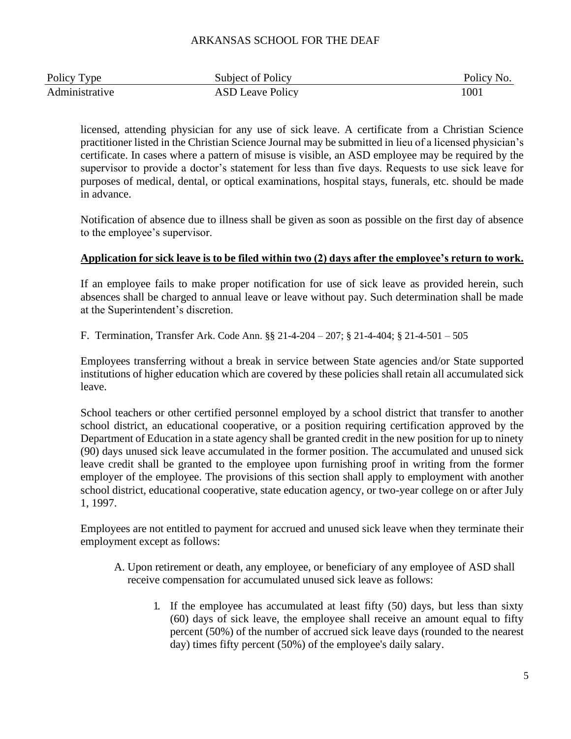licensed, attending physician for any use of sick leave. A certificate from a Christian Science practitioner listed in the Christian Science Journal may be submitted in lieu of a licensed physician's certificate. In cases where a pattern of misuse is visible, an ASD employee may be required by the supervisor to provide a doctor's statement for less than five days. Requests to use sick leave for purposes of medical, dental, or optical examinations, hospital stays, funerals, etc. should be made in advance.

Notification of absence due to illness shall be given as soon as possible on the first day of absence to the employee's supervisor.

**Application for sick leave is to be filed within two (2) days after the employee's return to work.**

If an employee fails to make proper notification for use of sick leave as provided herein, such absences shall be charged to annual leave or leave without pay. Such determination shall be made at the Superintendent's discretion.

F. Termination, Transfer Ark. Code Ann. §§ 21-4-204 – 207; § 21-4-404; § 21-4-501 – 505

Employees transferring without a break in service between State agencies and/or State supported institutions of higher education which are covered by these policies shall retain all accumulated sick leave.

School teachers or other certified personnel employed by a school district that transfer to another school district, an educational cooperative, or a position requiring certification approved by the Department of Education in a state agency shall be granted credit in the new position for up to ninety (90) days unused sick leave accumulated in the former position. The accumulated and unused sick leave credit shall be granted to the employee upon furnishing proof in writing from the former employer of the employee. The provisions of this section shall apply to employment with another school district, educational cooperative, state education agency, or two-year college on or after July 1, 1997.

Employees are not entitled to payment for accrued and unused sick leave when they terminate their employment except as follows:

A. Upon retirement or death, any employee, or beneficiary of any employee of ASD shall receive compensation for accumulated unused sick leave as follows:

1. If the employee has accumulated at least fifty (50) days, but less than sixty (60) days of sick leave, the employee shall receive an amount equal to fifty percent (50%) of the number of accrued sick leave days (rounded to the nearest day) times fifty percent (50%) of the employee's daily salary.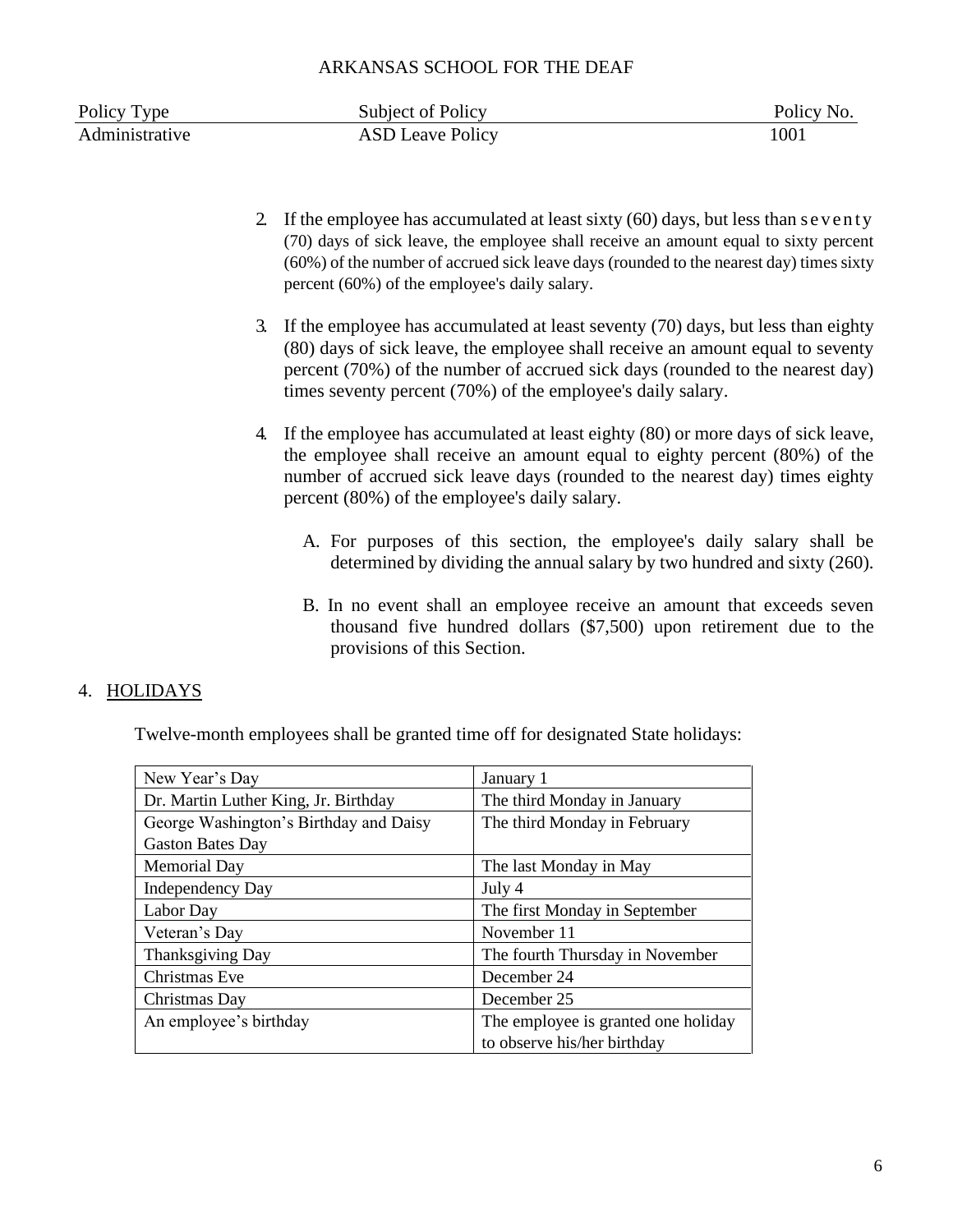| Policy Type | Subject of Policy | Policy No. |
|---|---|---|
| Administrative | ASD Leave Policy | 1001 |

2. If the employee has accumulated at least sixty (60) days, but less than seventy (70) days of sick leave, the employee shall receive an amount equal to sixty percent (60%) of the number of accrued sick leave days (rounded to the nearest day) times sixty percent (60%) of the employee's daily salary.

3. If the employee has accumulated at least seventy (70) days, but less than eighty (80) days of sick leave, the employee shall receive an amount equal to seventy percent (70%) of the number of accrued sick days (rounded to the nearest day) times seventy percent (70%) of the employee's daily salary.

4. If the employee has accumulated at least eighty (80) or more days of sick leave, the employee shall receive an amount equal to eighty percent (80%) of the number of accrued sick leave days (rounded to the nearest day) times eighty percent (80%) of the employee's daily salary.

   A. For purposes of this section, the employee's daily salary shall be determined by dividing the annual salary by two hundred and sixty (260).

   B. In no event shall an employee receive an amount that exceeds seven thousand five hundred dollars ($7,500) upon retirement due to the provisions of this Section.

## 4. HOLIDAYS

Twelve-month employees shall be granted time off for designated State holidays:

| | |
|---|---|
| New Year's Day | January 1 |
| Dr. Martin Luther King, Jr. Birthday | The third Monday in January |
| George Washington's Birthday and Daisy Gaston Bates Day | The third Monday in February |
| Memorial Day | The last Monday in May |
| Independency Day | July 4 |
| Labor Day | The first Monday in September |
| Veteran's Day | November 11 |
| Thanksgiving Day | The fourth Thursday in November |
| Christmas Eve | December 24 |
| Christmas Day | December 25 |
| An employee's birthday | The employee is granted one holiday to observe his/her birthday |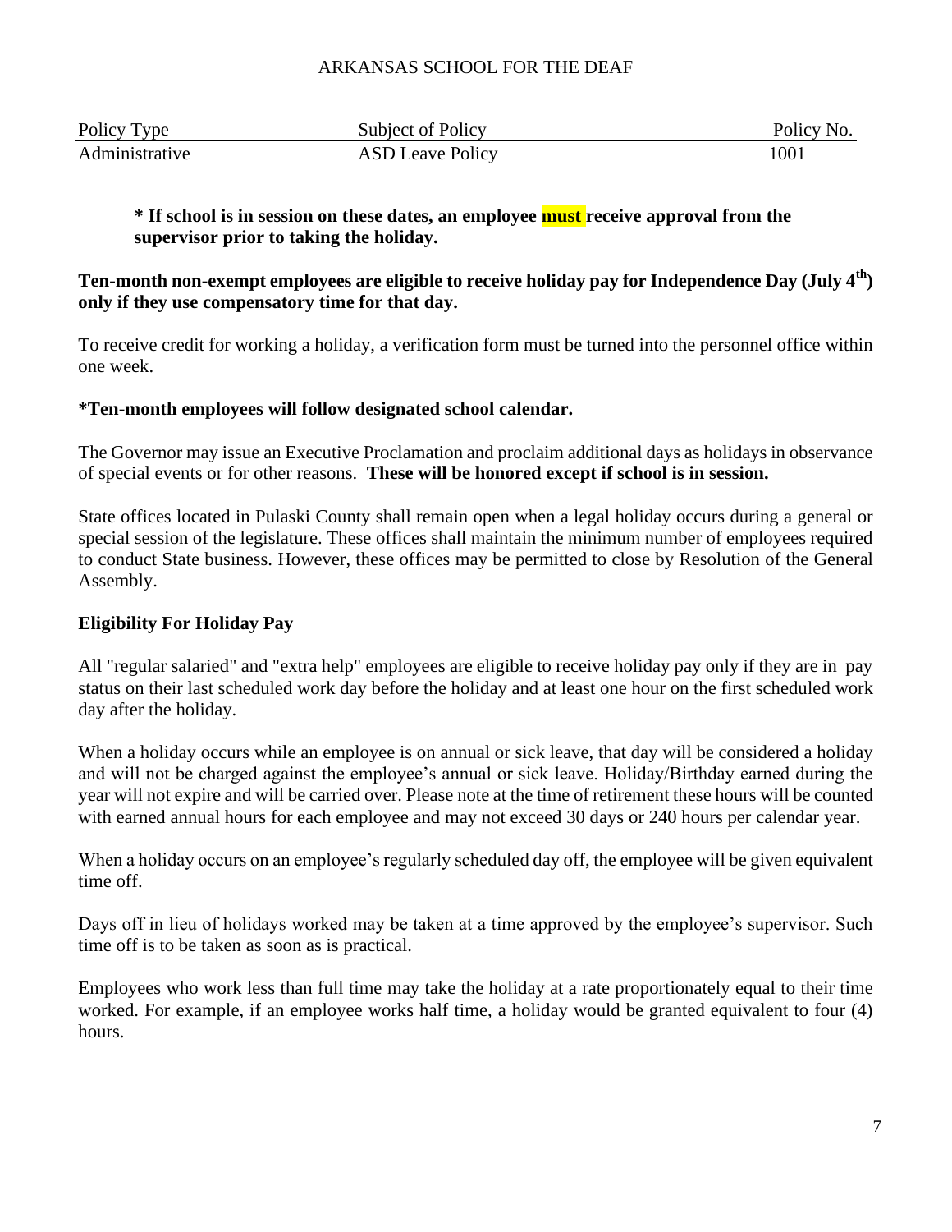**\* If school is in session on these dates, an employee must receive approval from the supervisor prior to taking the holiday.**

**Ten-month non-exempt employees are eligible to receive holiday pay for Independence Day (July 4th) only if they use compensatory time for that day.**

To receive credit for working a holiday, a verification form must be turned into the personnel office within one week.

**\*Ten-month employees will follow designated school calendar.**

The Governor may issue an Executive Proclamation and proclaim additional days as holidays in observance of special events or for other reasons. **These will be honored except if school is in session.**

State offices located in Pulaski County shall remain open when a legal holiday occurs during a general or special session of the legislature. These offices shall maintain the minimum number of employees required to conduct State business. However, these offices may be permitted to close by Resolution of the General Assembly.

**Eligibility For Holiday Pay**

All "regular salaried" and "extra help" employees are eligible to receive holiday pay only if they are in pay status on their last scheduled work day before the holiday and at least one hour on the first scheduled work day after the holiday.

When a holiday occurs while an employee is on annual or sick leave, that day will be considered a holiday and will not be charged against the employee's annual or sick leave. Holiday/Birthday earned during the year will not expire and will be carried over. Please note at the time of retirement these hours will be counted with earned annual hours for each employee and may not exceed 30 days or 240 hours per calendar year.

When a holiday occurs on an employee's regularly scheduled day off, the employee will be given equivalent time off.

Days off in lieu of holidays worked may be taken at a time approved by the employee's supervisor. Such time off is to be taken as soon as is practical.

Employees who work less than full time may take the holiday at a rate proportionately equal to their time worked. For example, if an employee works half time, a holiday would be granted equivalent to four (4) hours.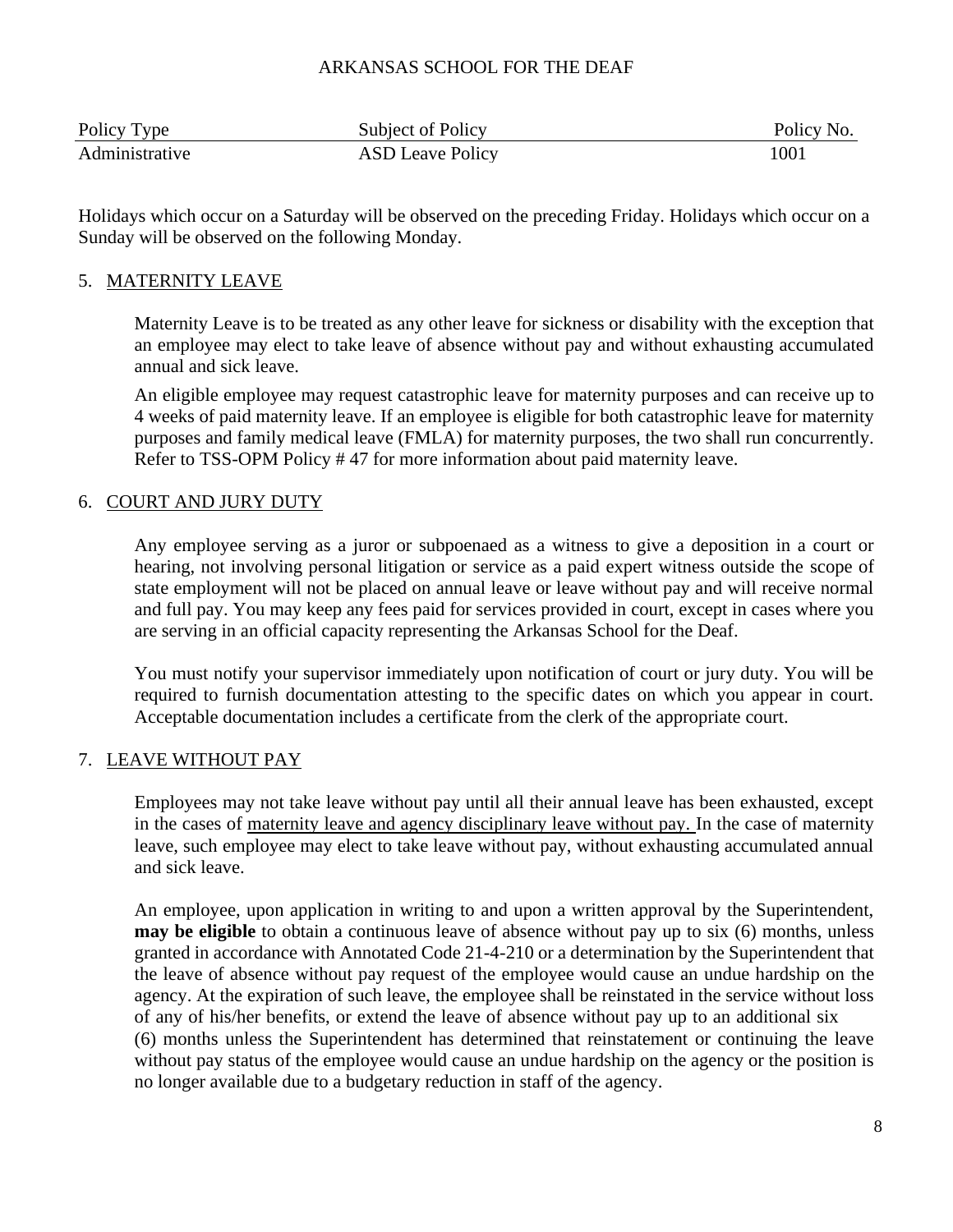ARKANSAS SCHOOL FOR THE DEAF

| Policy Type | Subject of Policy | Policy No. |
| --- | --- | --- |
| Administrative | ASD Leave Policy | 1001 |

Holidays which occur on a Saturday will be observed on the preceding Friday. Holidays which occur on a Sunday will be observed on the following Monday.

5. MATERNITY LEAVE

Maternity Leave is to be treated as any other leave for sickness or disability with the exception that an employee may elect to take leave of absence without pay and without exhausting accumulated annual and sick leave.

An eligible employee may request catastrophic leave for maternity purposes and can receive up to 4 weeks of paid maternity leave. If an employee is eligible for both catastrophic leave for maternity purposes and family medical leave (FMLA) for maternity purposes, the two shall run concurrently. Refer to TSS-OPM Policy # 47 for more information about paid maternity leave.

6. COURT AND JURY DUTY

Any employee serving as a juror or subpoenaed as a witness to give a deposition in a court or hearing, not involving personal litigation or service as a paid expert witness outside the scope of state employment will not be placed on annual leave or leave without pay and will receive normal and full pay. You may keep any fees paid for services provided in court, except in cases where you are serving in an official capacity representing the Arkansas School for the Deaf.

You must notify your supervisor immediately upon notification of court or jury duty. You will be required to furnish documentation attesting to the specific dates on which you appear in court. Acceptable documentation includes a certificate from the clerk of the appropriate court.

7. LEAVE WITHOUT PAY

Employees may not take leave without pay until all their annual leave has been exhausted, except in the cases of maternity leave and agency disciplinary leave without pay. In the case of maternity leave, such employee may elect to take leave without pay, without exhausting accumulated annual and sick leave.

An employee, upon application in writing to and upon a written approval by the Superintendent, **may be eligible** to obtain a continuous leave of absence without pay up to six (6) months, unless granted in accordance with Annotated Code 21-4-210 or a determination by the Superintendent that the leave of absence without pay request of the employee would cause an undue hardship on the agency. At the expiration of such leave, the employee shall be reinstated in the service without loss of any of his/her benefits, or extend the leave of absence without pay up to an additional six (6) months unless the Superintendent has determined that reinstatement or continuing the leave without pay status of the employee would cause an undue hardship on the agency or the position is no longer available due to a budgetary reduction in staff of the agency.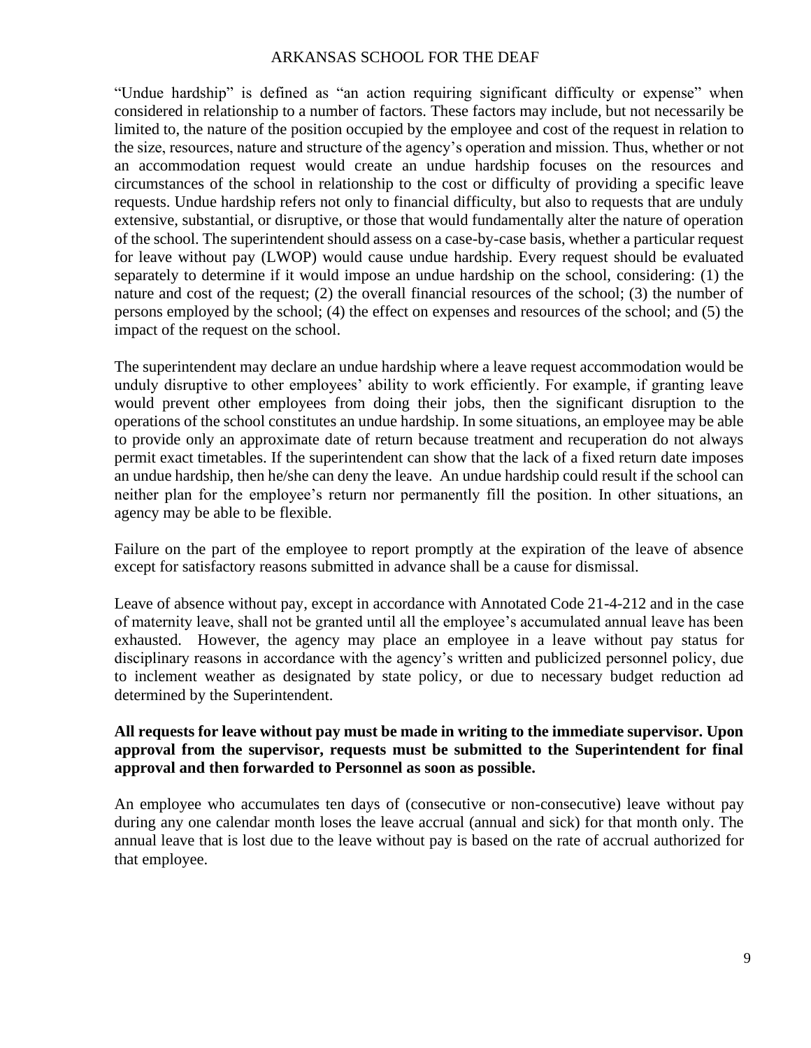"Undue hardship" is defined as "an action requiring significant difficulty or expense" when considered in relationship to a number of factors. These factors may include, but not necessarily be limited to, the nature of the position occupied by the employee and cost of the request in relation to the size, resources, nature and structure of the agency's operation and mission. Thus, whether or not an accommodation request would create an undue hardship focuses on the resources and circumstances of the school in relationship to the cost or difficulty of providing a specific leave requests. Undue hardship refers not only to financial difficulty, but also to requests that are unduly extensive, substantial, or disruptive, or those that would fundamentally alter the nature of operation of the school. The superintendent should assess on a case-by-case basis, whether a particular request for leave without pay (LWOP) would cause undue hardship. Every request should be evaluated separately to determine if it would impose an undue hardship on the school, considering: (1) the nature and cost of the request; (2) the overall financial resources of the school; (3) the number of persons employed by the school; (4) the effect on expenses and resources of the school; and (5) the impact of the request on the school.

The superintendent may declare an undue hardship where a leave request accommodation would be unduly disruptive to other employees' ability to work efficiently. For example, if granting leave would prevent other employees from doing their jobs, then the significant disruption to the operations of the school constitutes an undue hardship. In some situations, an employee may be able to provide only an approximate date of return because treatment and recuperation do not always permit exact timetables. If the superintendent can show that the lack of a fixed return date imposes an undue hardship, then he/she can deny the leave. An undue hardship could result if the school can neither plan for the employee's return nor permanently fill the position. In other situations, an agency may be able to be flexible.

Failure on the part of the employee to report promptly at the expiration of the leave of absence except for satisfactory reasons submitted in advance shall be a cause for dismissal.

Leave of absence without pay, except in accordance with Annotated Code 21-4-212 and in the case of maternity leave, shall not be granted until all the employee's accumulated annual leave has been exhausted. However, the agency may place an employee in a leave without pay status for disciplinary reasons in accordance with the agency's written and publicized personnel policy, due to inclement weather as designated by state policy, or due to necessary budget reduction ad determined by the Superintendent.

**All requests for leave without pay must be made in writing to the immediate supervisor. Upon approval from the supervisor, requests must be submitted to the Superintendent for final approval and then forwarded to Personnel as soon as possible.**

An employee who accumulates ten days of (consecutive or non-consecutive) leave without pay during any one calendar month loses the leave accrual (annual and sick) for that month only. The annual leave that is lost due to the leave without pay is based on the rate of accrual authorized for that employee.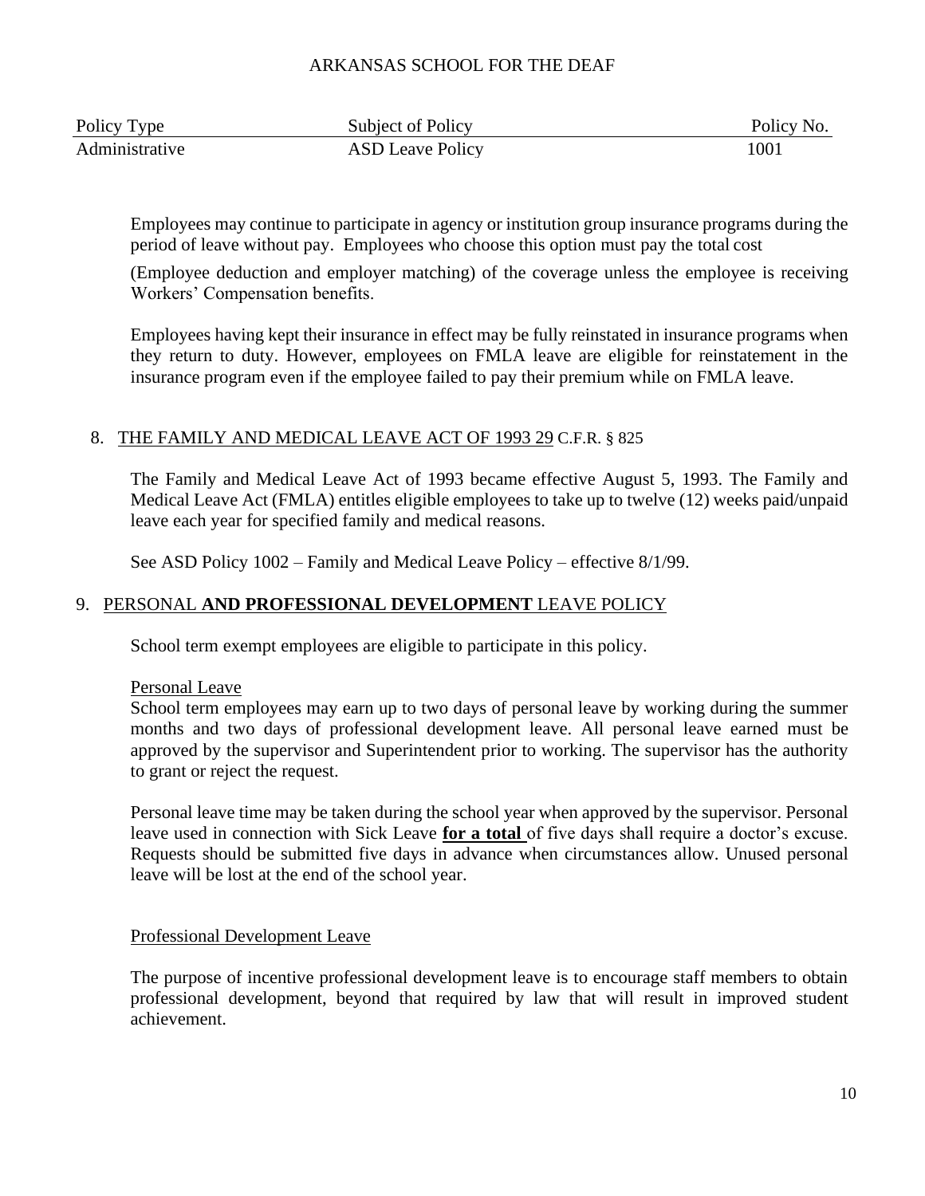| Policy Type | Subject of Policy | Policy No. |
| --- | --- | --- |
| Administrative | ASD Leave Policy | 1001 |

Employees may continue to participate in agency or institution group insurance programs during the period of leave without pay. Employees who choose this option must pay the total cost

(Employee deduction and employer matching) of the coverage unless the employee is receiving Workers' Compensation benefits.

Employees having kept their insurance in effect may be fully reinstated in insurance programs when they return to duty. However, employees on FMLA leave are eligible for reinstatement in the insurance program even if the employee failed to pay their premium while on FMLA leave.

## 8. THE FAMILY AND MEDICAL LEAVE ACT OF 1993 29 C.F.R. § 825

The Family and Medical Leave Act of 1993 became effective August 5, 1993. The Family and Medical Leave Act (FMLA) entitles eligible employees to take up to twelve (12) weeks paid/unpaid leave each year for specified family and medical reasons.

See ASD Policy 1002 – Family and Medical Leave Policy – effective 8/1/99.

## 9. PERSONAL **AND PROFESSIONAL DEVELOPMENT** LEAVE POLICY

School term exempt employees are eligible to participate in this policy.

### Personal Leave

School term employees may earn up to two days of personal leave by working during the summer months and two days of professional development leave. All personal leave earned must be approved by the supervisor and Superintendent prior to working. The supervisor has the authority to grant or reject the request.

Personal leave time may be taken during the school year when approved by the supervisor. Personal leave used in connection with Sick Leave **for a total** of five days shall require a doctor's excuse. Requests should be submitted five days in advance when circumstances allow. Unused personal leave will be lost at the end of the school year.

### Professional Development Leave

The purpose of incentive professional development leave is to encourage staff members to obtain professional development, beyond that required by law that will result in improved student achievement.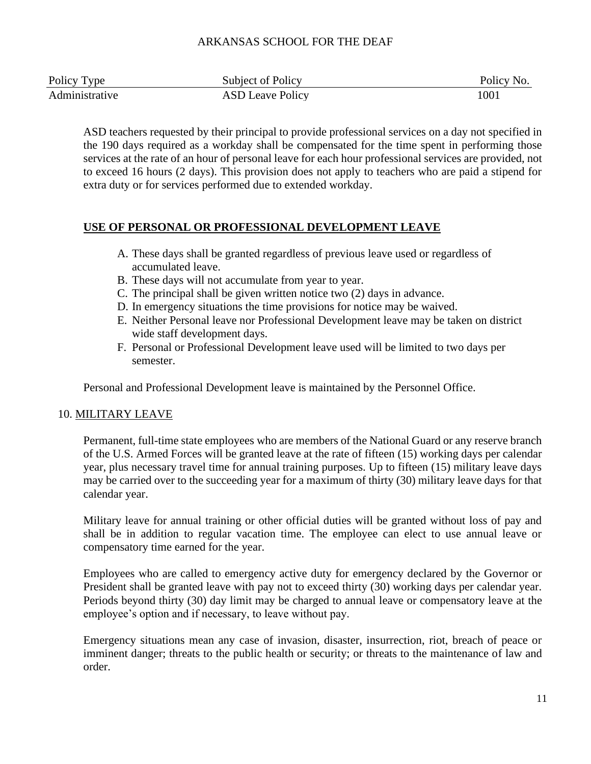| Policy Type | Subject of Policy | Policy No. |
|---|---|---|
| Administrative | ASD Leave Policy | 1001 |

ASD teachers requested by their principal to provide professional services on a day not specified in the 190 days required as a workday shall be compensated for the time spent in performing those services at the rate of an hour of personal leave for each hour professional services are provided, not to exceed 16 hours (2 days). This provision does not apply to teachers who are paid a stipend for extra duty or for services performed due to extended workday.

**USE OF PERSONAL OR PROFESSIONAL DEVELOPMENT LEAVE**

A. These days shall be granted regardless of previous leave used or regardless of accumulated leave.
B. These days will not accumulate from year to year.
C. The principal shall be given written notice two (2) days in advance.
D. In emergency situations the time provisions for notice may be waived.
E. Neither Personal leave nor Professional Development leave may be taken on district wide staff development days.
F. Personal or Professional Development leave used will be limited to two days per semester.

Personal and Professional Development leave is maintained by the Personnel Office.

10. MILITARY LEAVE

Permanent, full-time state employees who are members of the National Guard or any reserve branch of the U.S. Armed Forces will be granted leave at the rate of fifteen (15) working days per calendar year, plus necessary travel time for annual training purposes. Up to fifteen (15) military leave days may be carried over to the succeeding year for a maximum of thirty (30) military leave days for that calendar year.

Military leave for annual training or other official duties will be granted without loss of pay and shall be in addition to regular vacation time. The employee can elect to use annual leave or compensatory time earned for the year.

Employees who are called to emergency active duty for emergency declared by the Governor or President shall be granted leave with pay not to exceed thirty (30) working days per calendar year. Periods beyond thirty (30) day limit may be charged to annual leave or compensatory leave at the employee's option and if necessary, to leave without pay.

Emergency situations mean any case of invasion, disaster, insurrection, riot, breach of peace or imminent danger; threats to the public health or security; or threats to the maintenance of law and order.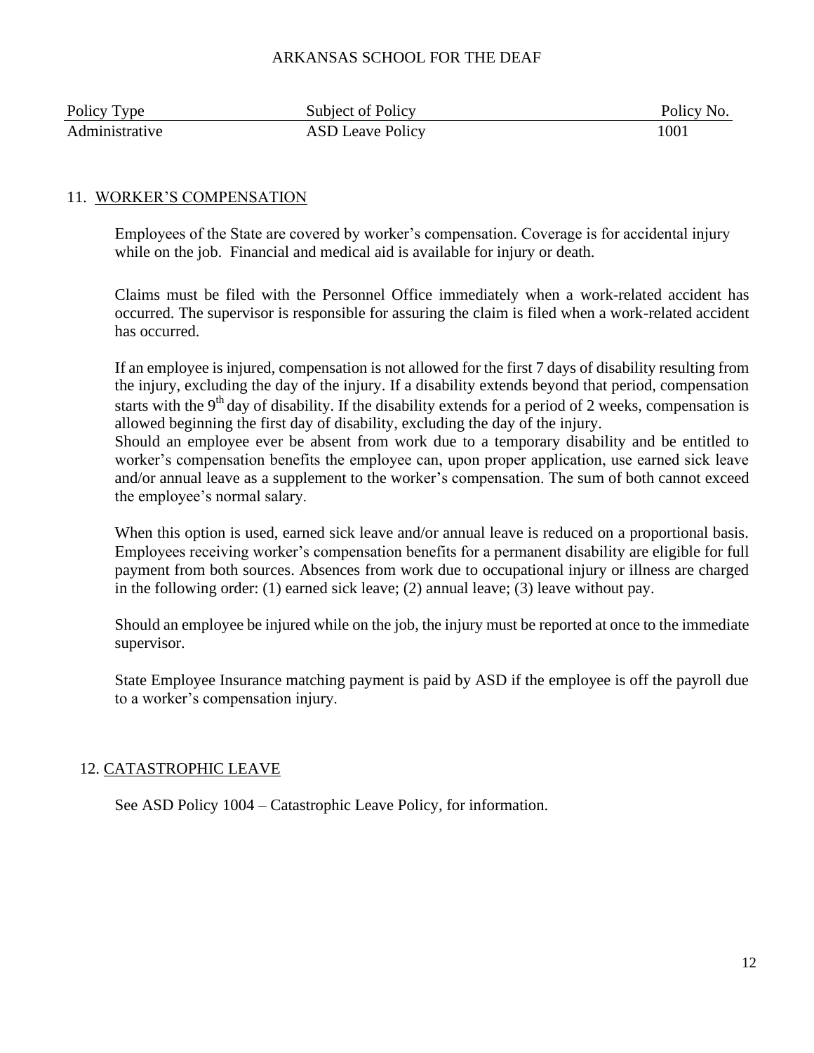| Policy Type | Subject of Policy | Policy No. |
| --- | --- | --- |
| Administrative | ASD Leave Policy | 1001 |

## 11. WORKER'S COMPENSATION

Employees of the State are covered by worker's compensation. Coverage is for accidental injury while on the job. Financial and medical aid is available for injury or death.

Claims must be filed with the Personnel Office immediately when a work-related accident has occurred. The supervisor is responsible for assuring the claim is filed when a work-related accident has occurred.

If an employee is injured, compensation is not allowed for the first 7 days of disability resulting from the injury, excluding the day of the injury. If a disability extends beyond that period, compensation starts with the 9th day of disability. If the disability extends for a period of 2 weeks, compensation is allowed beginning the first day of disability, excluding the day of the injury.

Should an employee ever be absent from work due to a temporary disability and be entitled to worker's compensation benefits the employee can, upon proper application, use earned sick leave and/or annual leave as a supplement to the worker's compensation. The sum of both cannot exceed the employee's normal salary.

When this option is used, earned sick leave and/or annual leave is reduced on a proportional basis. Employees receiving worker's compensation benefits for a permanent disability are eligible for full payment from both sources. Absences from work due to occupational injury or illness are charged in the following order: (1) earned sick leave; (2) annual leave; (3) leave without pay.

Should an employee be injured while on the job, the injury must be reported at once to the immediate supervisor.

State Employee Insurance matching payment is paid by ASD if the employee is off the payroll due to a worker's compensation injury.

## 12. CATASTROPHIC LEAVE

See ASD Policy 1004 – Catastrophic Leave Policy, for information.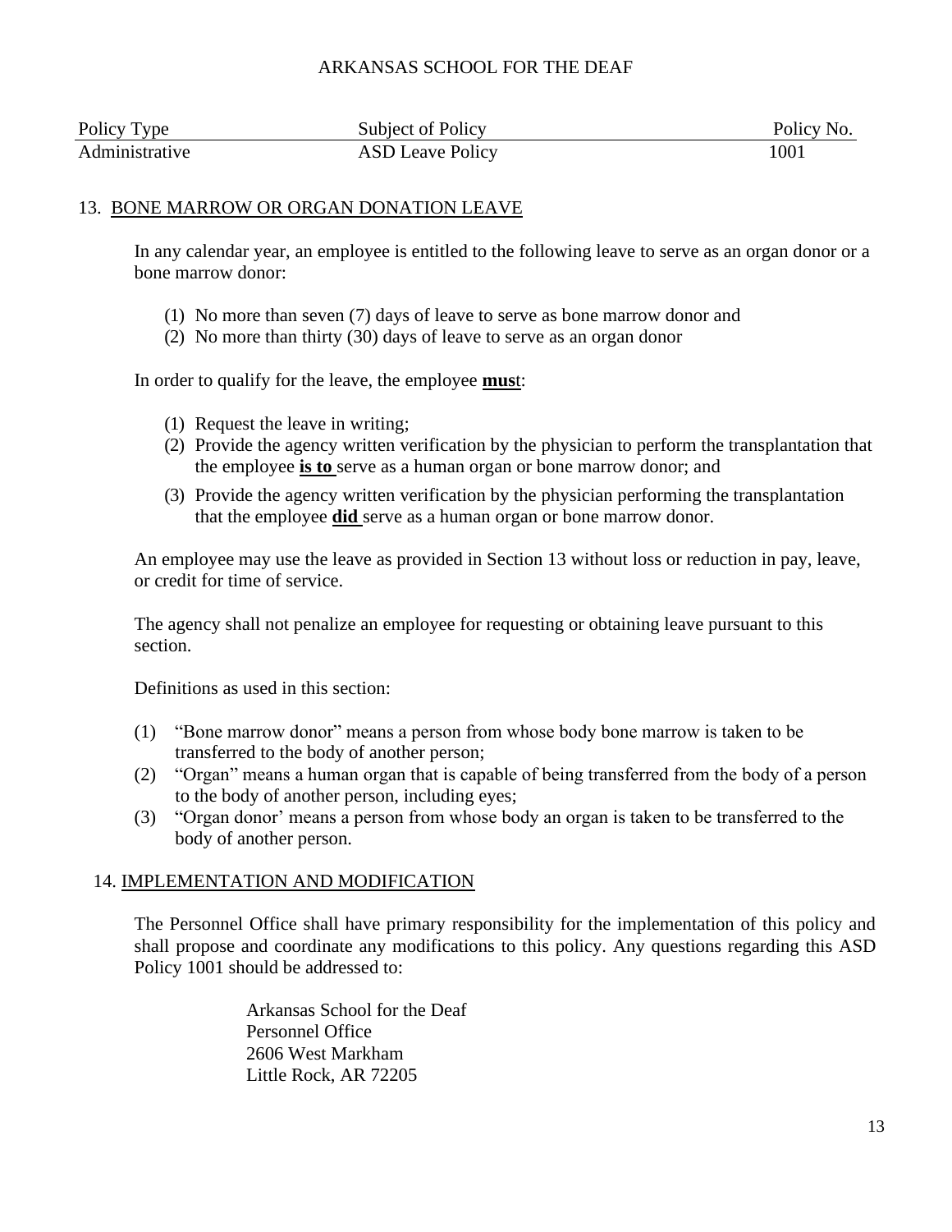ARKANSAS SCHOOL FOR THE DEAF

| Policy Type | Subject of Policy | Policy No. |
|---|---|---|
| Administrative | ASD Leave Policy | 1001 |

## 13. BONE MARROW OR ORGAN DONATION LEAVE

In any calendar year, an employee is entitled to the following leave to serve as an organ donor or a bone marrow donor:

(1) No more than seven (7) days of leave to serve as bone marrow donor and
(2) No more than thirty (30) days of leave to serve as an organ donor

In order to qualify for the leave, the employee **mus**t:

(1) Request the leave in writing;
(2) Provide the agency written verification by the physician to perform the transplantation that the employee **is to** serve as a human organ or bone marrow donor; and
(3) Provide the agency written verification by the physician performing the transplantation that the employee **did** serve as a human organ or bone marrow donor.

An employee may use the leave as provided in Section 13 without loss or reduction in pay, leave, or credit for time of service.

The agency shall not penalize an employee for requesting or obtaining leave pursuant to this section.

Definitions as used in this section:

(1) "Bone marrow donor" means a person from whose body bone marrow is taken to be transferred to the body of another person;
(2) "Organ" means a human organ that is capable of being transferred from the body of a person to the body of another person, including eyes;
(3) "Organ donor' means a person from whose body an organ is taken to be transferred to the body of another person.

## 14. IMPLEMENTATION AND MODIFICATION

The Personnel Office shall have primary responsibility for the implementation of this policy and shall propose and coordinate any modifications to this policy. Any questions regarding this ASD Policy 1001 should be addressed to:

Arkansas School for the Deaf
Personnel Office
2606 West Markham
Little Rock, AR 72205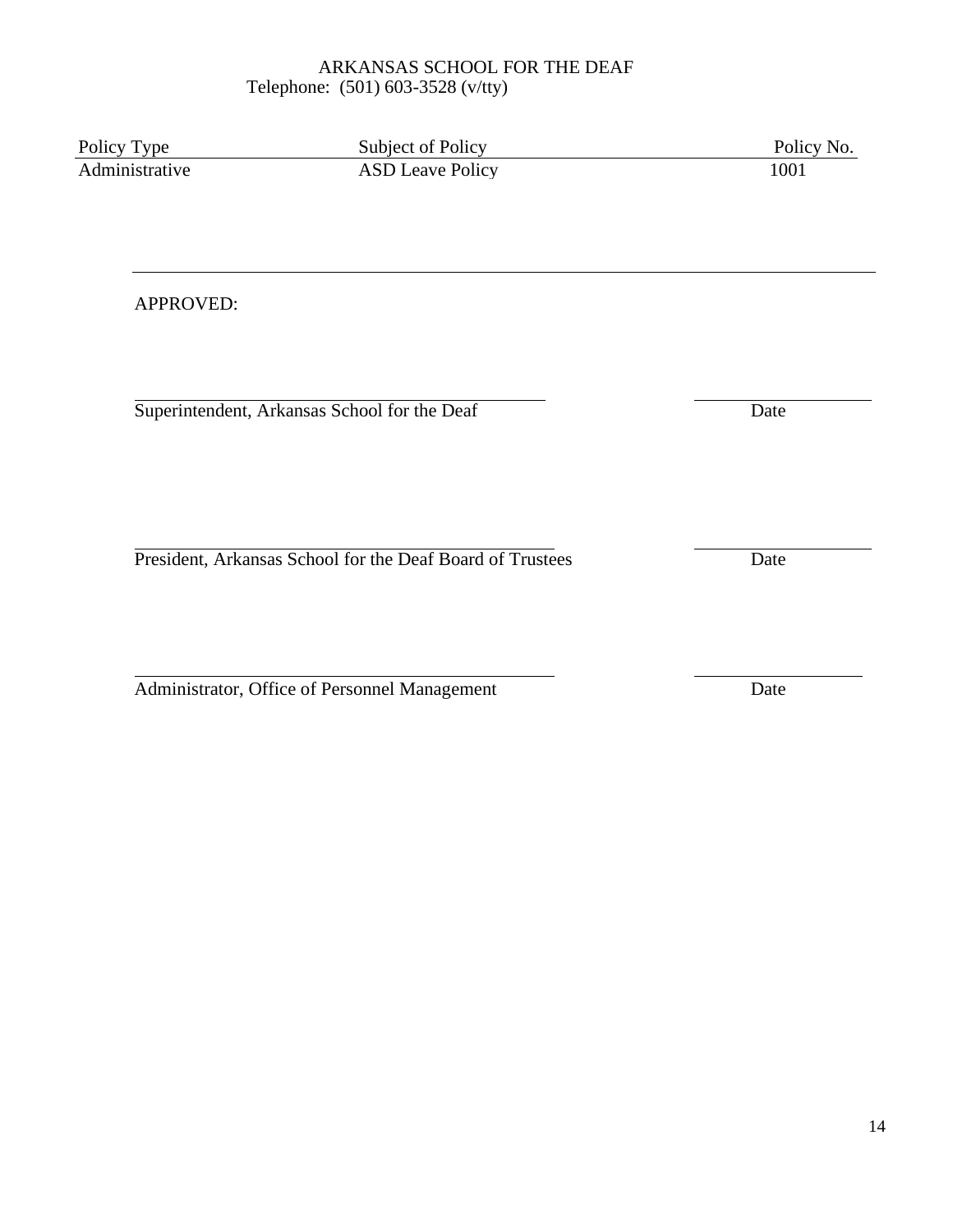ARKANSAS SCHOOL FOR THE DEAF
Telephone: (501) 603-3528 (v/tty)

| Policy Type | Subject of Policy | Policy No. |
| --- | --- | --- |
| Administrative | ASD Leave Policy | 1001 |

---

APPROVED:

______________________________________ ________________
Superintendent, Arkansas School for the Deaf Date

______________________________________ ________________
President, Arkansas School for the Deaf Board of Trustees Date

______________________________________ ________________
Administrator, Office of Personnel Management Date